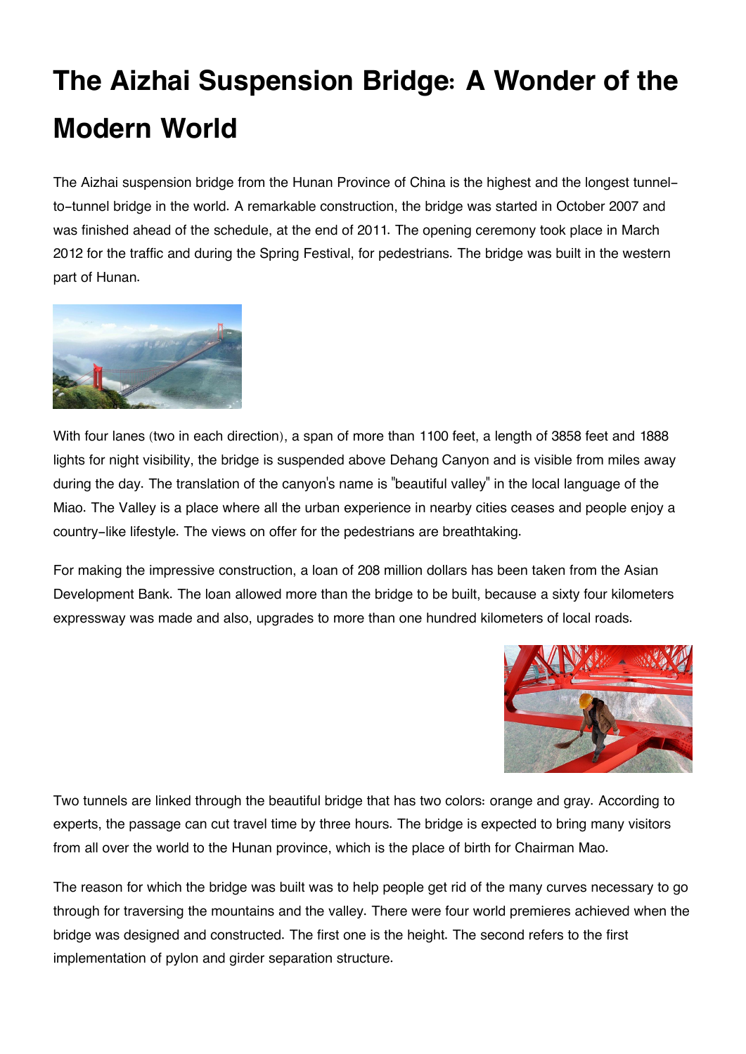# The Aizhai Suspension Bridge: A Wonder of the Modern World

The Aizhai suspension bridge from the Hunan Province of China is the highest and the longest tunnel-to-tunnel bridge in the world. A remarkable construction, the bridge was started in October 2007 and was finished ahead of the schedule, at the end of 2011. The opening ceremony took place in March 2012 for the traffic and during the Spring Festival, for pedestrians. The bridge was built in the western part of Hunan.

With four lanes (two in each direction), a span of more than 1100 feet, a length of 3858 feet and 1888 lights for night visibility, the bridge is suspended above Dehang Canyon and is visible from miles away during the day. The translation of the canyon's name is "beautiful valley" in the local language of the Miao. The Valley is a place where all the urban experience in nearby cities ceases and people enjoy a country-like lifestyle. The views on offer for the pedestrians are breathtaking.

For making the impressive construction, a loan of 208 million dollars has been taken from the Asian Development Bank. The loan allowed more than the bridge to be built, because a sixty four kilometers expressway was made and also, upgrades to more than one hundred kilometers of local roads.

Two tunnels are linked through the beautiful bridge that has two colors: orange and gray. According to experts, the passage can cut travel time by three hours. The bridge is expected to bring many visitors from all over the world to the Hunan province, which is the place of birth for Chairman Mao.

The reason for which the bridge was built was to help people get rid of the many curves necessary to go through for traversing the mountains and the valley. There were four world premieres achieved when the bridge was designed and constructed. The first one is the height. The second refers to the first implementation of pylon and girder separation structure.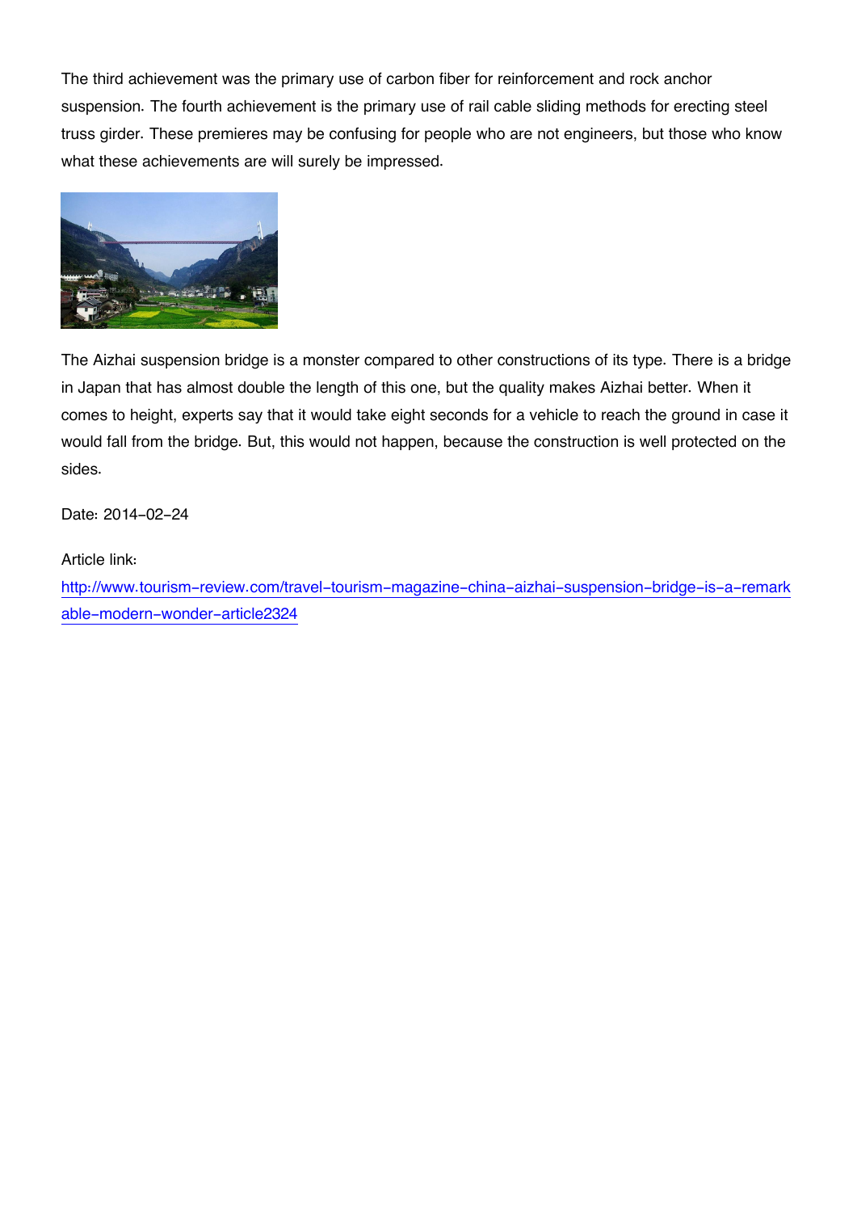The third achievement was the primary use of carbon fiber for reinforcement and rock anchor suspension. The fourth achievement is the primary use of rail cable sliding methods for erecting steel truss girder. These premieres may be confusing for people who are not engineers, but those who know what these achievements are will surely be impressed.

The Aizhai suspension bridge is a monster compared to other constructions of its type. There is a bridge in Japan that has almost double the length of this one, but the quality makes Aizhai better. When it comes to height, experts say that it would take eight seconds for a vehicle to reach the ground in case it would fall from the bridge. But, this would not happen, because the construction is well protected on the sides.

Date: 2014-02-24

Article link:
http://www.tourism-review.com/travel-tourism-magazine-china-aizhai-suspension-bridge-is-a-remarkable-modern-wonder-article2324